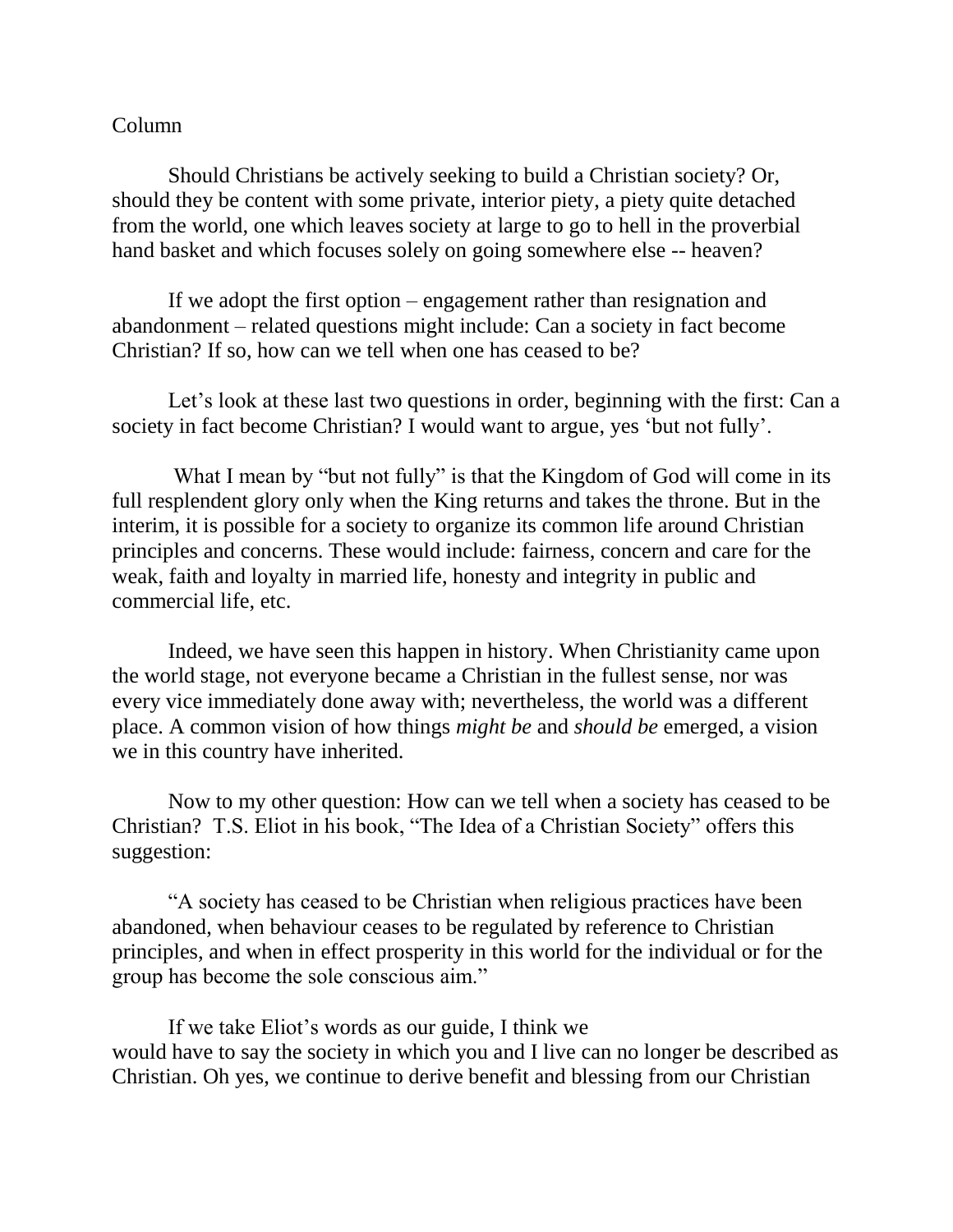Column

Should Christians be actively seeking to build a Christian society? Or, should they be content with some private, interior piety, a piety quite detached from the world, one which leaves society at large to go to hell in the proverbial hand basket and which focuses solely on going somewhere else -- heaven?

If we adopt the first option – engagement rather than resignation and abandonment – related questions might include: Can a society in fact become Christian? If so, how can we tell when one has ceased to be?

Let's look at these last two questions in order, beginning with the first: Can a society in fact become Christian? I would want to argue, yes 'but not fully'.

What I mean by "but not fully" is that the Kingdom of God will come in its full resplendent glory only when the King returns and takes the throne. But in the interim, it is possible for a society to organize its common life around Christian principles and concerns. These would include: fairness, concern and care for the weak, faith and loyalty in married life, honesty and integrity in public and commercial life, etc.

Indeed, we have seen this happen in history. When Christianity came upon the world stage, not everyone became a Christian in the fullest sense, nor was every vice immediately done away with; nevertheless, the world was a different place. A common vision of how things *might be* and *should be* emerged, a vision we in this country have inherited.

Now to my other question: How can we tell when a society has ceased to be Christian? T.S. Eliot in his book, "The Idea of a Christian Society" offers this suggestion:

"A society has ceased to be Christian when religious practices have been abandoned, when behaviour ceases to be regulated by reference to Christian principles, and when in effect prosperity in this world for the individual or for the group has become the sole conscious aim."

If we take Eliot's words as our guide, I think we would have to say the society in which you and I live can no longer be described as Christian. Oh yes, we continue to derive benefit and blessing from our Christian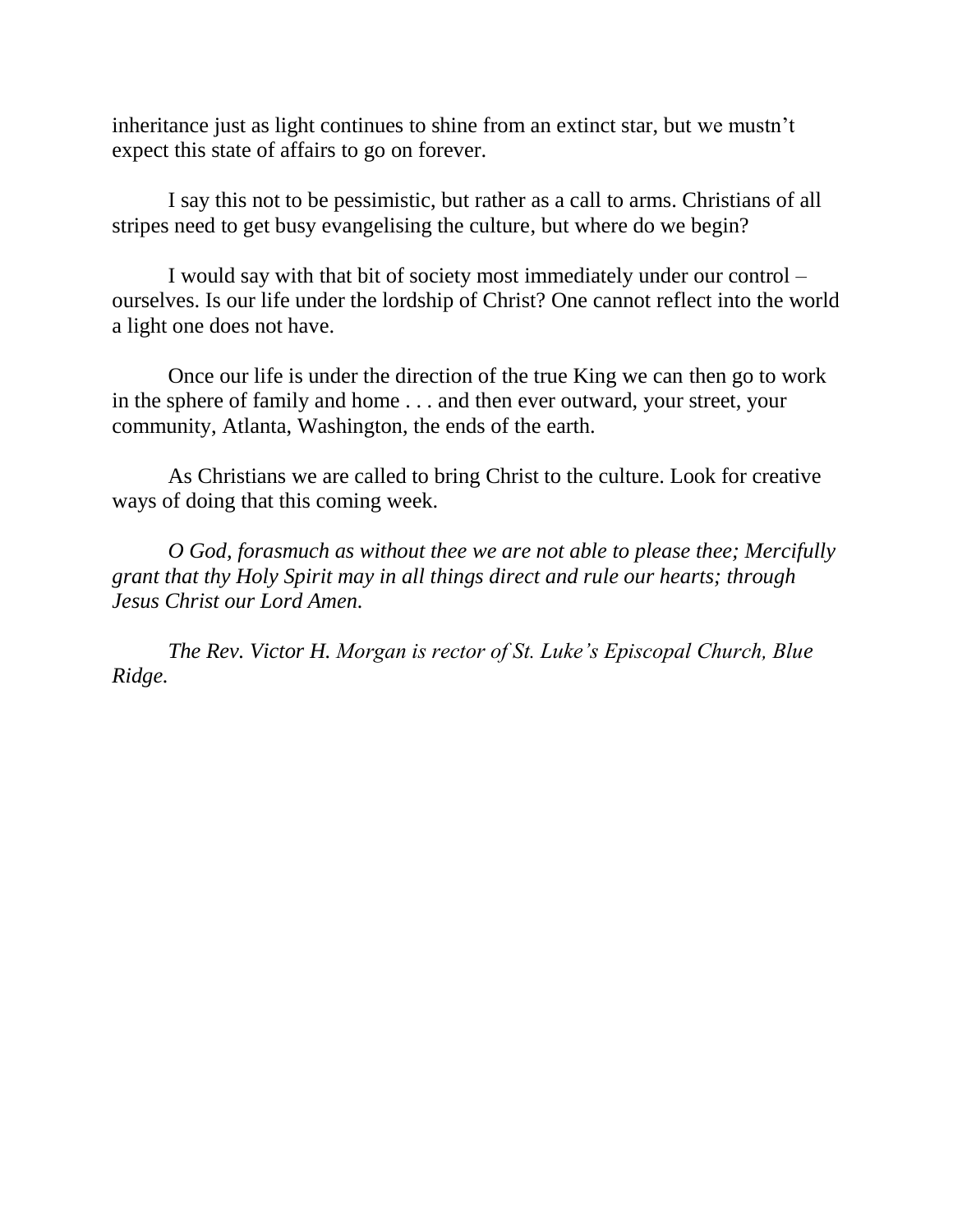inheritance just as light continues to shine from an extinct star, but we mustn't expect this state of affairs to go on forever.

I say this not to be pessimistic, but rather as a call to arms. Christians of all stripes need to get busy evangelising the culture, but where do we begin?

I would say with that bit of society most immediately under our control – ourselves. Is our life under the lordship of Christ? One cannot reflect into the world a light one does not have.

Once our life is under the direction of the true King we can then go to work in the sphere of family and home . . . and then ever outward, your street, your community, Atlanta, Washington, the ends of the earth.

As Christians we are called to bring Christ to the culture. Look for creative ways of doing that this coming week.

*O God, forasmuch as without thee we are not able to please thee; Mercifully grant that thy Holy Spirit may in all things direct and rule our hearts; through Jesus Christ our Lord Amen.*

*The Rev. Victor H. Morgan is rector of St. Luke's Episcopal Church, Blue Ridge.*